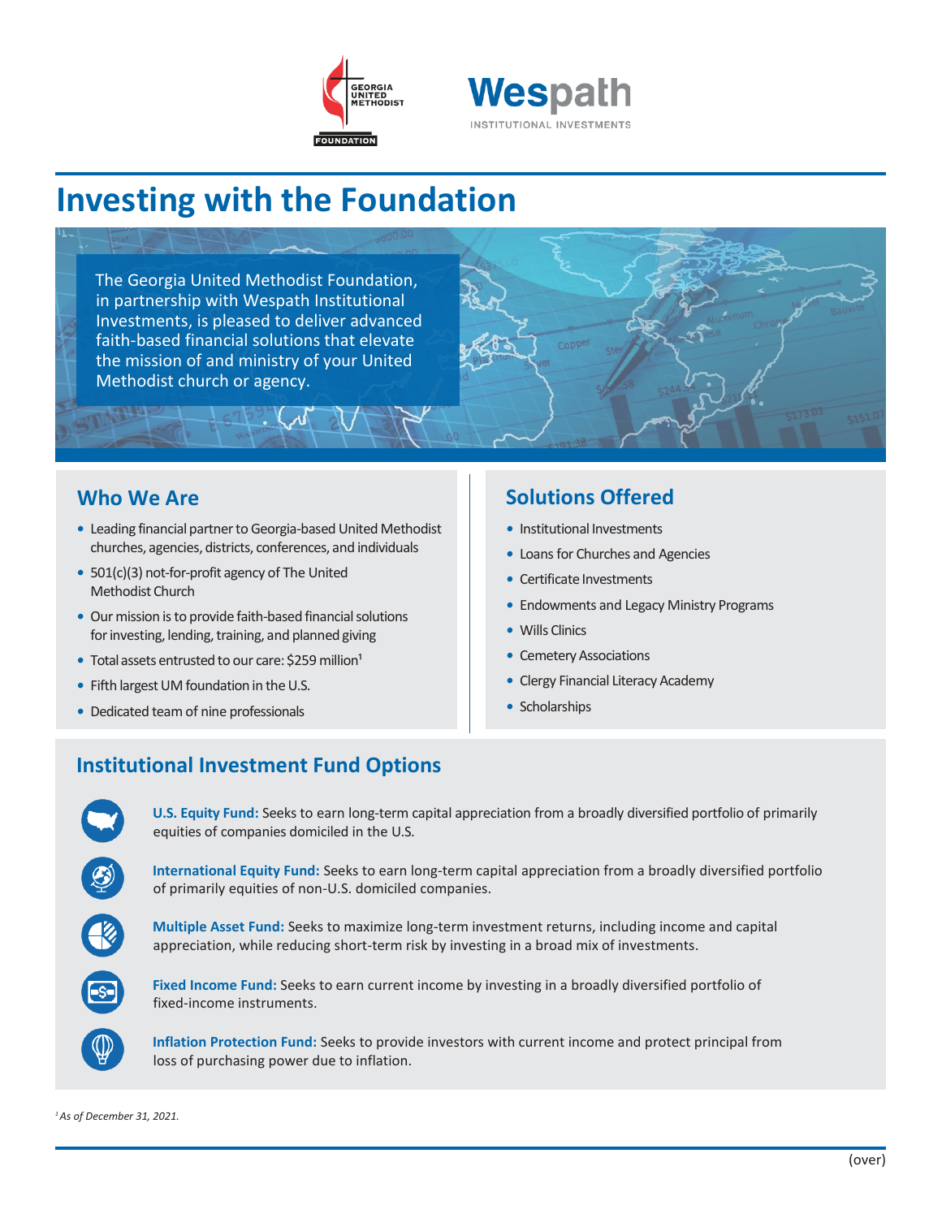# Investing with the Foundation

The Georgia United Methodist Foundation, in partnership with Wespath Institutional Investments, is pleased to deliver advanced faith-based financial solutions that elevate the mission of and ministry of your United Methodist church or agency.

## Who We Are

- Leading financial partner to Georgia-based United Methodist churches, agencies, districts, conferences, and individuals
- 501(c)(3) not-for-profit agency of The United Methodist Church
- Our mission is to provide faith-based financial solutions for investing, lending, training, and planned giving
- Total assets entrusted to our care: $259 million[1]
- Fifth largest UM foundation in the U.S.
- Dedicated team of nine professionals

## Solutions Offered

- Institutional Investments
- Loans for Churches and Agencies
- Certificate Investments
- Endowments and Legacy Ministry Programs
- Wills Clinics
- Cemetery Associations
- Clergy Financial Literacy Academy
- Scholarships

## Institutional Investment Fund Options

**U.S. Equity Fund:** Seeks to earn long-term capital appreciation from a broadly diversified portfolio of primarily equities of companies domiciled in the U.S.

**International Equity Fund:** Seeks to earn long-term capital appreciation from a broadly diversified portfolio of primarily equities of non-U.S. domiciled companies.

**Multiple Asset Fund:** Seeks to maximize long-term investment returns, including income and capital appreciation, while reducing short-term risk by investing in a broad mix of investments.

**Fixed Income Fund:** Seeks to earn current income by investing in a broadly diversified portfolio of fixed-income instruments.

**Inflation Protection Fund:** Seeks to provide investors with current income and protect principal from loss of purchasing power due to inflation.

*[1] As of December 31, 2021.*

(over)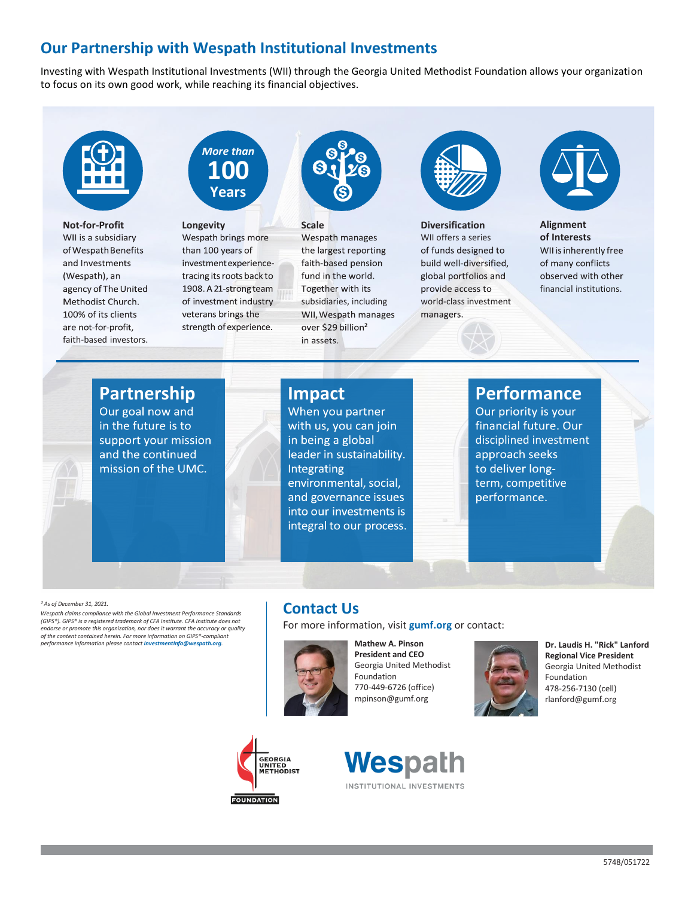## Our Partnership with Wespath Institutional Investments

Investing with Wespath Institutional Investments (WII) through the Georgia United Methodist Foundation allows your organization to focus on its own good work, while reaching its financial objectives.

More than 100 Years

**Not-for-Profit**
WII is a subsidiary of Wespath Benefits and Investments (Wespath), an agency of The United Methodist Church. 100% of its clients are not-for-profit, faith-based investors.

**Longevity**
Wespath brings more than 100 years of investment experience-tracing its roots back to 1908. A 21-strong team of investment industry veterans brings the strength of experience.

**Scale**
Wespath manages the largest reporting faith-based pension fund in the world. Together with its subsidiaries, including WII, Wespath manages over $29 billion[2] in assets.

**Diversification**
WII offers a series of funds designed to build well-diversified, global portfolios and provide access to world-class investment managers.

**Alignment of Interests**
WII is inherently free of many conflicts observed with other financial institutions.

### Partnership
Our goal now and in the future is to support your mission and the continued mission of the UMC.

### Impact
When you partner with us, you can join in being a global leader in sustainability. Integrating environmental, social, and governance issues into our investments is integral to our process.

### Performance
Our priority is your financial future. Our disciplined investment approach seeks to deliver long-term, competitive performance.

*[2] As of December 31, 2021.*

*Wespath claims compliance with the Global Investment Performance Standards (GIPS®). GIPS® is a registered trademark of CFA Institute. CFA Institute does not endorse or promote this organization, nor does it warrant the accuracy or quality of the content contained herein. For more information on GIPS®-compliant performance information please contact **InvestmentInfo@wespath.org**.*

## Contact Us

For more information, visit **gumf.org** or contact:

**Mathew A. Pinson**
**President and CEO**
Georgia United Methodist Foundation
770-449-6726 (office)
mpinson@gumf.org

**Dr. Laudis H. "Rick" Lanford**
**Regional Vice President**
Georgia United Methodist Foundation
478-256-7130 (cell)
rlanford@gumf.org

GEORGIA UNITED METHODIST FOUNDATION

Wespath INSTITUTIONAL INVESTMENTS

5748/051722